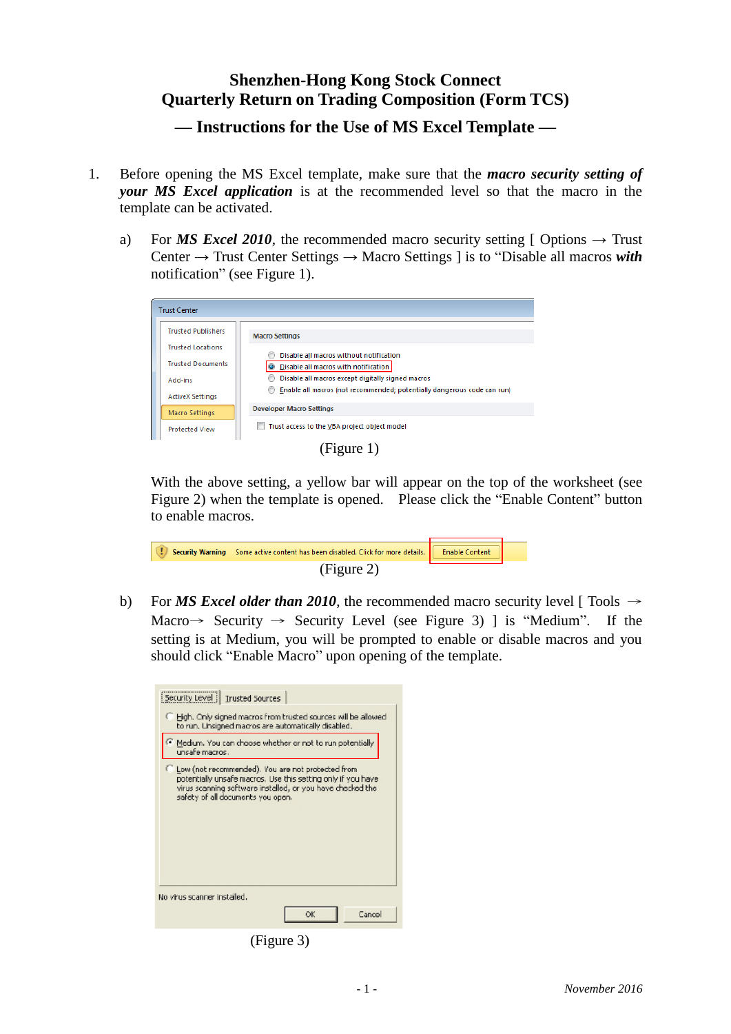# Shenzhen-Hong Kong Stock Connect
# Quarterly Return on Trading Composition (Form TCS)

## — Instructions for the Use of MS Excel Template —

1. Before opening the MS Excel template, make sure that the ***macro security setting of your MS Excel application*** is at the recommended level so that the macro in the template can be activated.

   a) For ***MS Excel 2010***, the recommended macro security setting [ Options → Trust Center → Trust Center Settings → Macro Settings ] is to "Disable all macros ***with*** notification" (see Figure 1).

   (Figure 1)

   With the above setting, a yellow bar will appear on the top of the worksheet (see Figure 2) when the template is opened. Please click the "Enable Content" button to enable macros.

   (Figure 2)

   b) For ***MS Excel older than 2010***, the recommended macro security level [ Tools → Macro→ Security → Security Level (see Figure 3) ] is "Medium". If the setting is at Medium, you will be prompted to enable or disable macros and you should click "Enable Macro" upon opening of the template.

   (Figure 3)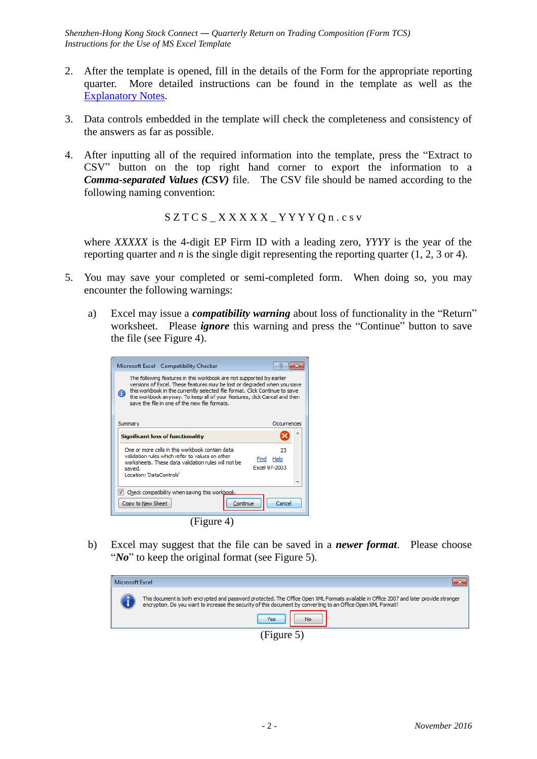2. After the template is opened, fill in the details of the Form for the appropriate reporting quarter. More detailed instructions can be found in the template as well as the [Explanatory Notes](#).

3. Data controls embedded in the template will check the completeness and consistency of the answers as far as possible.

4. After inputting all of the required information into the template, press the "Extract to CSV" button on the top right hand corner to export the information to a ***Comma-separated Values (CSV)*** file. The CSV file should be named according to the following naming convention:

   S Z T C S _ X X X X X _ Y Y Y Y Q n . c s v

   where *XXXXX* is the 4-digit EP Firm ID with a leading zero, *YYYY* is the year of the reporting quarter and *n* is the single digit representing the reporting quarter (1, 2, 3 or 4).

5. You may save your completed or semi-completed form. When doing so, you may encounter the following warnings:

   a) Excel may issue a ***compatibility warning*** about loss of functionality in the "Return" worksheet. Please ***ignore*** this warning and press the "Continue" button to save the file (see Figure 4).

   (Figure 4)

   b) Excel may suggest that the file can be saved in a ***newer format***. Please choose "***No***" to keep the original format (see Figure 5).

   (Figure 5)